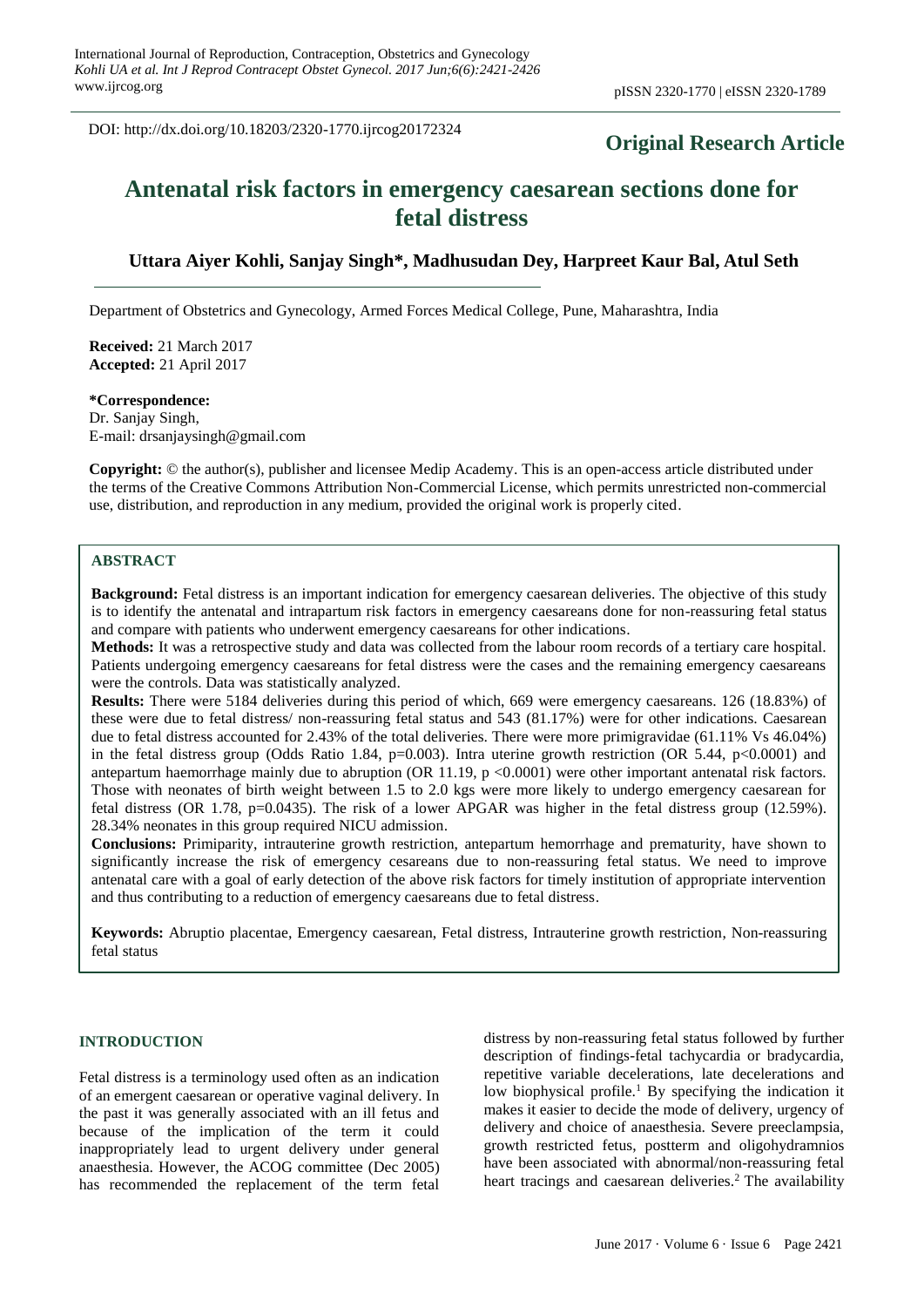DOI: http://dx.doi.org/10.18203/2320-1770.ijrcog20172324

**Original Research Article**

# Antenatal risk factors in emergency caesarean sections done for fetal distress

**Uttara Aiyer Kohli, Sanjay Singh*, Madhusudan Dey, Harpreet Kaur Bal, Atul Seth**

Department of Obstetrics and Gynecology, Armed Forces Medical College, Pune, Maharashtra, India

**Received:** 21 March 2017
**Accepted:** 21 April 2017

***Correspondence:**
Dr. Sanjay Singh,
E-mail: drsanjaysingh@gmail.com

**Copyright:** © the author(s), publisher and licensee Medip Academy. This is an open-access article distributed under the terms of the Creative Commons Attribution Non-Commercial License, which permits unrestricted non-commercial use, distribution, and reproduction in any medium, provided the original work is properly cited.

## ABSTRACT

**Background:** Fetal distress is an important indication for emergency caesarean deliveries. The objective of this study is to identify the antenatal and intrapartum risk factors in emergency caesareans done for non-reassuring fetal status and compare with patients who underwent emergency caesareans for other indications.

**Methods:** It was a retrospective study and data was collected from the labour room records of a tertiary care hospital. Patients undergoing emergency caesareans for fetal distress were the cases and the remaining emergency caesareans were the controls. Data was statistically analyzed.

**Results:** There were 5184 deliveries during this period of which, 669 were emergency caesareans. 126 (18.83%) of these were due to fetal distress/ non-reassuring fetal status and 543 (81.17%) were for other indications. Caesarean due to fetal distress accounted for 2.43% of the total deliveries. There were more primigravidae (61.11% Vs 46.04%) in the fetal distress group (Odds Ratio 1.84, p=0.003). Intra uterine growth restriction (OR 5.44, p<0.0001) and antepartum haemorrhage mainly due to abruption (OR 11.19, p <0.0001) were other important antenatal risk factors. Those with neonates of birth weight between 1.5 to 2.0 kgs were more likely to undergo emergency caesarean for fetal distress (OR 1.78, p=0.0435). The risk of a lower APGAR was higher in the fetal distress group (12.59%). 28.34% neonates in this group required NICU admission.

**Conclusions:** Primiparity, intrauterine growth restriction, antepartum hemorrhage and prematurity, have shown to significantly increase the risk of emergency cesareans due to non-reassuring fetal status. We need to improve antenatal care with a goal of early detection of the above risk factors for timely institution of appropriate intervention and thus contributing to a reduction of emergency caesareans due to fetal distress.

**Keywords:** Abruptio placentae, Emergency caesarean, Fetal distress, Intrauterine growth restriction, Non-reassuring fetal status

## INTRODUCTION

Fetal distress is a terminology used often as an indication of an emergent caesarean or operative vaginal delivery. In the past it was generally associated with an ill fetus and because of the implication of the term it could inappropriately lead to urgent delivery under general anaesthesia. However, the ACOG committee (Dec 2005) has recommended the replacement of the term fetal distress by non-reassuring fetal status followed by further description of findings-fetal tachycardia or bradycardia, repetitive variable decelerations, late decelerations and low biophysical profile.[1] By specifying the indication it makes it easier to decide the mode of delivery, urgency of delivery and choice of anaesthesia. Severe preeclampsia, growth restricted fetus, postterm and oligohydramnios have been associated with abnormal/non-reassuring fetal heart tracings and caesarean deliveries.[2] The availability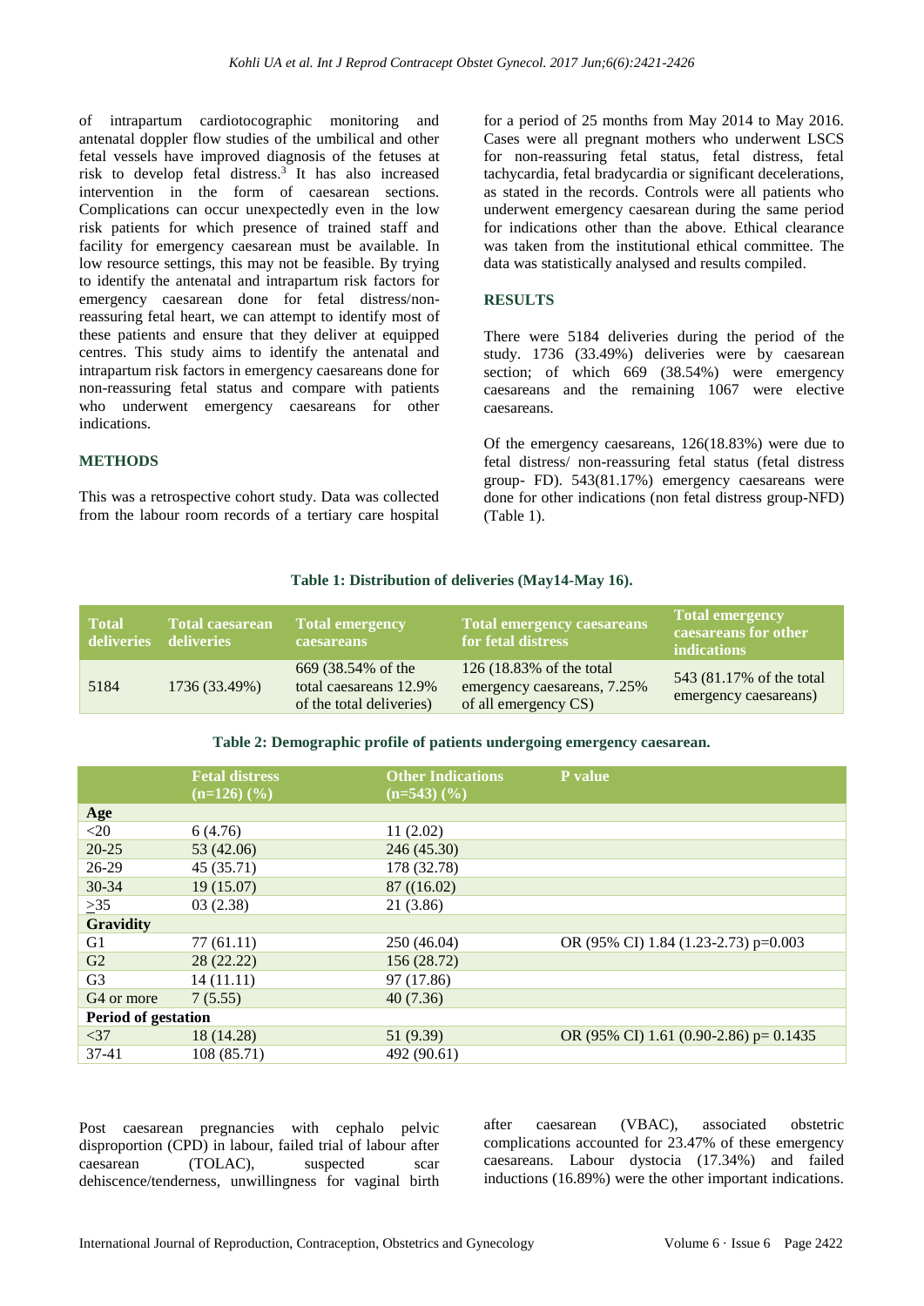of intrapartum cardiotocographic monitoring and antenatal doppler flow studies of the umbilical and other fetal vessels have improved diagnosis of the fetuses at risk to develop fetal distress.[3] It has also increased intervention in the form of caesarean sections. Complications can occur unexpectedly even in the low risk patients for which presence of trained staff and facility for emergency caesarean must be available. In low resource settings, this may not be feasible. By trying to identify the antenatal and intrapartum risk factors for emergency caesarean done for fetal distress/non-reassuring fetal heart, we can attempt to identify most of these patients and ensure that they deliver at equipped centres. This study aims to identify the antenatal and intrapartum risk factors in emergency caesareans done for non-reassuring fetal status and compare with patients who underwent emergency caesareans for other indications.

## METHODS

This was a retrospective cohort study. Data was collected from the labour room records of a tertiary care hospital for a period of 25 months from May 2014 to May 2016. Cases were all pregnant mothers who underwent LSCS for non-reassuring fetal status, fetal distress, fetal tachycardia, fetal bradycardia or significant decelerations, as stated in the records. Controls were all patients who underwent emergency caesarean during the same period for indications other than the above. Ethical clearance was taken from the institutional ethical committee. The data was statistically analysed and results compiled.

## RESULTS

There were 5184 deliveries during the period of the study. 1736 (33.49%) deliveries were by caesarean section; of which 669 (38.54%) were emergency caesareans and the remaining 1067 were elective caesareans.

Of the emergency caesareans, 126(18.83%) were due to fetal distress/ non-reassuring fetal status (fetal distress group- FD). 543(81.17%) emergency caesareans were done for other indications (non fetal distress group-NFD) (Table 1).

**Table 1: Distribution of deliveries (May14-May 16).**

| Total deliveries | Total caesarean deliveries | Total emergency caesareans | Total emergency caesareans for fetal distress | Total emergency caesareans for other indications |
|---|---|---|---|---|
| 5184 | 1736 (33.49%) | 669 (38.54% of the total caesareans 12.9% of the total deliveries) | 126 (18.83% of the total emergency caesareans, 7.25% of all emergency CS) | 543 (81.17% of the total emergency caesareans) |

**Table 2: Demographic profile of patients undergoing emergency caesarean.**

| | Fetal distress (n=126) (%) | Other Indications (n=543) (%) | P value |
|---|---|---|---|
| **Age** | | | |
| <20 | 6 (4.76) | 11 (2.02) | |
| 20-25 | 53 (42.06) | 246 (45.30) | |
| 26-29 | 45 (35.71) | 178 (32.78) | |
| 30-34 | 19 (15.07) | 87 ((16.02) | |
| ≥35 | 03 (2.38) | 21 (3.86) | |
| **Gravidity** | | | |
| G1 | 77 (61.11) | 250 (46.04) | OR (95% CI) 1.84 (1.23-2.73) p=0.003 |
| G2 | 28 (22.22) | 156 (28.72) | |
| G3 | 14 (11.11) | 97 (17.86) | |
| G4 or more | 7 (5.55) | 40 (7.36) | |
| **Period of gestation** | | | |
| <37 | 18 (14.28) | 51 (9.39) | OR (95% CI) 1.61 (0.90-2.86) p= 0.1435 |
| 37-41 | 108 (85.71) | 492 (90.61) | |

Post caesarean pregnancies with cephalo pelvic disproportion (CPD) in labour, failed trial of labour after caesarean (TOLAC), suspected scar dehiscence/tenderness, unwillingness for vaginal birth after caesarean (VBAC), associated obstetric complications accounted for 23.47% of these emergency caesareans. Labour dystocia (17.34%) and failed inductions (16.89%) were the other important indications.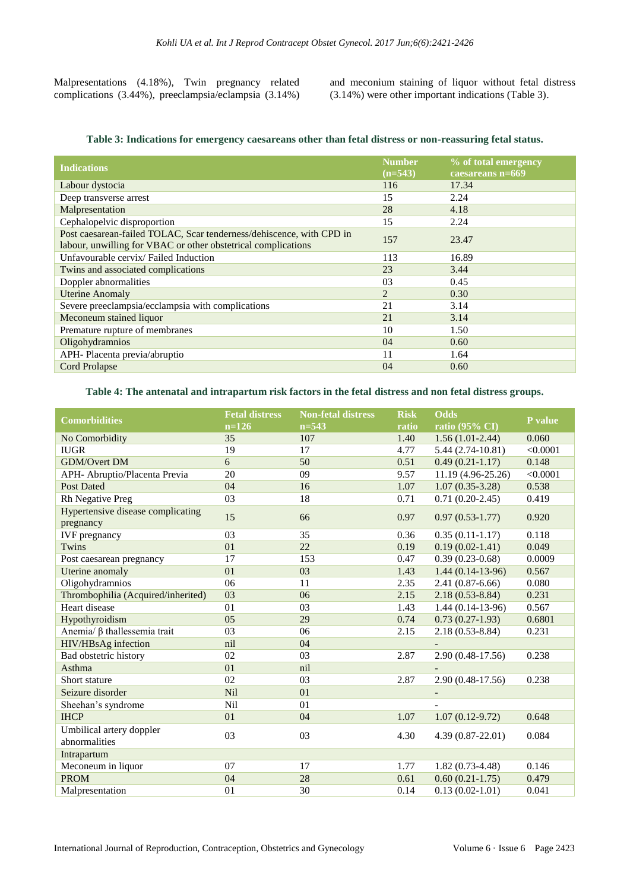Malpresentations (4.18%), Twin pregnancy related complications (3.44%), preeclampsia/eclampsia (3.14%) and meconium staining of liquor without fetal distress (3.14%) were other important indications (Table 3).

**Table 3: Indications for emergency caesareans other than fetal distress or non-reassuring fetal status.**

| Indications | Number (n=543) | % of total emergency caesareans n=669 |
|---|---|---|
| Labour dystocia | 116 | 17.34 |
| Deep transverse arrest | 15 | 2.24 |
| Malpresentation | 28 | 4.18 |
| Cephalopelvic disproportion | 15 | 2.24 |
| Post caesarean-failed TOLAC, Scar tenderness/dehiscence, with CPD in labour, unwilling for VBAC or other obstetrical complications | 157 | 23.47 |
| Unfavourable cervix/ Failed Induction | 113 | 16.89 |
| Twins and associated complications | 23 | 3.44 |
| Doppler abnormalities | 03 | 0.45 |
| Uterine Anomaly | 2 | 0.30 |
| Severe preeclampsia/ecclampsia with complications | 21 | 3.14 |
| Meconeum stained liquor | 21 | 3.14 |
| Premature rupture of membranes | 10 | 1.50 |
| Oligohydramnios | 04 | 0.60 |
| APH- Placenta previa/abruptio | 11 | 1.64 |
| Cord Prolapse | 04 | 0.60 |

**Table 4: The antenatal and intrapartum risk factors in the fetal distress and non fetal distress groups.**

| Comorbidities | Fetal distress n=126 | Non-fetal distress n=543 | Risk ratio | Odds ratio (95% CI) | P value |
|---|---|---|---|---|---|
| No Comorbidity | 35 | 107 | 1.40 | 1.56 (1.01-2.44) | 0.060 |
| IUGR | 19 | 17 | 4.77 | 5.44 (2.74-10.81) | <0.0001 |
| GDM/Overt DM | 6 | 50 | 0.51 | 0.49 (0.21-1.17) | 0.148 |
| APH- Abruptio/Placenta Previa | 20 | 09 | 9.57 | 11.19 (4.96-25.26) | <0.0001 |
| Post Dated | 04 | 16 | 1.07 | 1.07 (0.35-3.28) | 0.538 |
| Rh Negative Preg | 03 | 18 | 0.71 | 0.71 (0.20-2.45) | 0.419 |
| Hypertensive disease complicating pregnancy | 15 | 66 | 0.97 | 0.97 (0.53-1.77) | 0.920 |
| IVF pregnancy | 03 | 35 | 0.36 | 0.35 (0.11-1.17) | 0.118 |
| Twins | 01 | 22 | 0.19 | 0.19 (0.02-1.41) | 0.049 |
| Post caesarean pregnancy | 17 | 153 | 0.47 | 0.39 (0.23-0.68) | 0.0009 |
| Uterine anomaly | 01 | 03 | 1.43 | 1.44 (0.14-13-96) | 0.567 |
| Oligohydramnios | 06 | 11 | 2.35 | 2.41 (0.87-6.66) | 0.080 |
| Thrombophilia (Acquired/inherited) | 03 | 06 | 2.15 | 2.18 (0.53-8.84) | 0.231 |
| Heart disease | 01 | 03 | 1.43 | 1.44 (0.14-13-96) | 0.567 |
| Hypothyroidism | 05 | 29 | 0.74 | 0.73 (0.27-1.93) | 0.6801 |
| Anemia/ β thallessemia trait | 03 | 06 | 2.15 | 2.18 (0.53-8.84) | 0.231 |
| HIV/HBsAg infection | nil | 04 | | - | |
| Bad obstetric history | 02 | 03 | 2.87 | 2.90 (0.48-17.56) | 0.238 |
| Asthma | 01 | nil | | - | |
| Short stature | 02 | 03 | 2.87 | 2.90 (0.48-17.56) | 0.238 |
| Seizure disorder | Nil | 01 | | - | |
| Sheehan's syndrome | Nil | 01 | | - | |
| IHCP | 01 | 04 | 1.07 | 1.07 (0.12-9.72) | 0.648 |
| Umbilical artery doppler abnormalities | 03 | 03 | 4.30 | 4.39 (0.87-22.01) | 0.084 |
| Intrapartum | | | | | |
| Meconeum in liquor | 07 | 17 | 1.77 | 1.82 (0.73-4.48) | 0.146 |
| PROM | 04 | 28 | 0.61 | 0.60 (0.21-1.75) | 0.479 |
| Malpresentation | 01 | 30 | 0.14 | 0.13 (0.02-1.01) | 0.041 |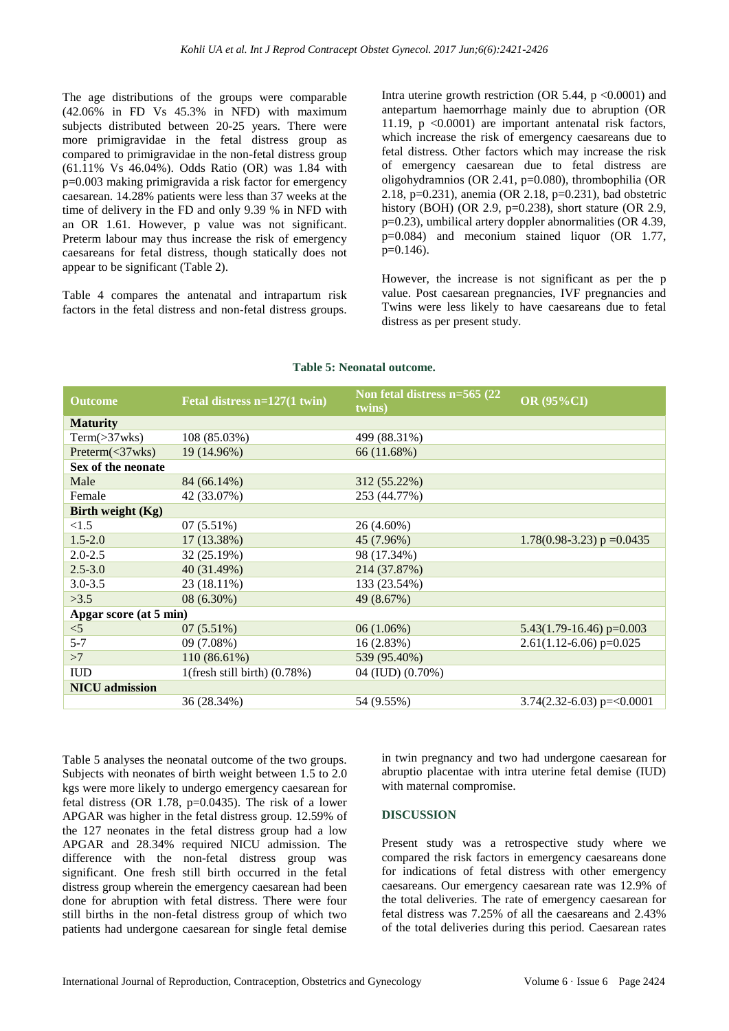The age distributions of the groups were comparable (42.06% in FD Vs 45.3% in NFD) with maximum subjects distributed between 20-25 years. There were more primigravidae in the fetal distress group as compared to primigravidae in the non-fetal distress group (61.11% Vs 46.04%). Odds Ratio (OR) was 1.84 with p=0.003 making primigravida a risk factor for emergency caesarean. 14.28% patients were less than 37 weeks at the time of delivery in the FD and only 9.39 % in NFD with an OR 1.61. However, p value was not significant. Preterm labour may thus increase the risk of emergency caesareans for fetal distress, though statically does not appear to be significant (Table 2).

Table 4 compares the antenatal and intrapartum risk factors in the fetal distress and non-fetal distress groups. Intra uterine growth restriction (OR 5.44, p <0.0001) and antepartum haemorrhage mainly due to abruption (OR 11.19, p <0.0001) are important antenatal risk factors, which increase the risk of emergency caesareans due to fetal distress. Other factors which may increase the risk of emergency caesarean due to fetal distress are oligohydramnios (OR 2.41, p=0.080), thrombophilia (OR 2.18, p=0.231), anemia (OR 2.18, p=0.231), bad obstetric history (BOH) (OR 2.9, p=0.238), short stature (OR 2.9, p=0.23), umbilical artery doppler abnormalities (OR 4.39, p=0.084) and meconium stained liquor (OR 1.77, p=0.146).

However, the increase is not significant as per the p value. Post caesarean pregnancies, IVF pregnancies and Twins were less likely to have caesareans due to fetal distress as per present study.

**Table 5: Neonatal outcome.**

| Outcome | Fetal distress n=127(1 twin) | Non fetal distress n=565 (22 twins) | OR (95%CI) |
|---|---|---|---|
| **Maturity** | | | |
| Term(>37wks) | 108 (85.03%) | 499 (88.31%) | |
| Preterm(<37wks) | 19 (14.96%) | 66 (11.68%) | |
| **Sex of the neonate** | | | |
| Male | 84 (66.14%) | 312 (55.22%) | |
| Female | 42 (33.07%) | 253 (44.77%) | |
| **Birth weight (Kg)** | | | |
| <1.5 | 07 (5.51%) | 26 (4.60%) | |
| 1.5-2.0 | 17 (13.38%) | 45 (7.96%) | 1.78(0.98-3.23) p =0.0435 |
| 2.0-2.5 | 32 (25.19%) | 98 (17.34%) | |
| 2.5-3.0 | 40 (31.49%) | 214 (37.87%) | |
| 3.0-3.5 | 23 (18.11%) | 133 (23.54%) | |
| >3.5 | 08 (6.30%) | 49 (8.67%) | |
| **Apgar score (at 5 min)** | | | |
| <5 | 07 (5.51%) | 06 (1.06%) | 5.43(1.79-16.46) p=0.003 |
| 5-7 | 09 (7.08%) | 16 (2.83%) | 2.61(1.12-6.06) p=0.025 |
| >7 | 110 (86.61%) | 539 (95.40%) | |
| IUD | 1(fresh still birth) (0.78%) | 04 (IUD) (0.70%) | |
| **NICU admission** | | | |
| | 36 (28.34%) | 54 (9.55%) | 3.74(2.32-6.03) p=<0.0001 |

Table 5 analyses the neonatal outcome of the two groups. Subjects with neonates of birth weight between 1.5 to 2.0 kgs were more likely to undergo emergency caesarean for fetal distress (OR 1.78, p=0.0435). The risk of a lower APGAR was higher in the fetal distress group. 12.59% of the 127 neonates in the fetal distress group had a low APGAR and 28.34% required NICU admission. The difference with the non-fetal distress group was significant. One fresh still birth occurred in the fetal distress group wherein the emergency caesarean had been done for abruption with fetal distress. There were four still births in the non-fetal distress group of which two patients had undergone caesarean for single fetal demise in twin pregnancy and two had undergone caesarean for abruptio placentae with intra uterine fetal demise (IUD) with maternal compromise.

## DISCUSSION

Present study was a retrospective study where we compared the risk factors in emergency caesareans done for indications of fetal distress with other emergency caesareans. Our emergency caesarean rate was 12.9% of the total deliveries. The rate of emergency caesarean for fetal distress was 7.25% of all the caesareans and 2.43% of the total deliveries during this period. Caesarean rates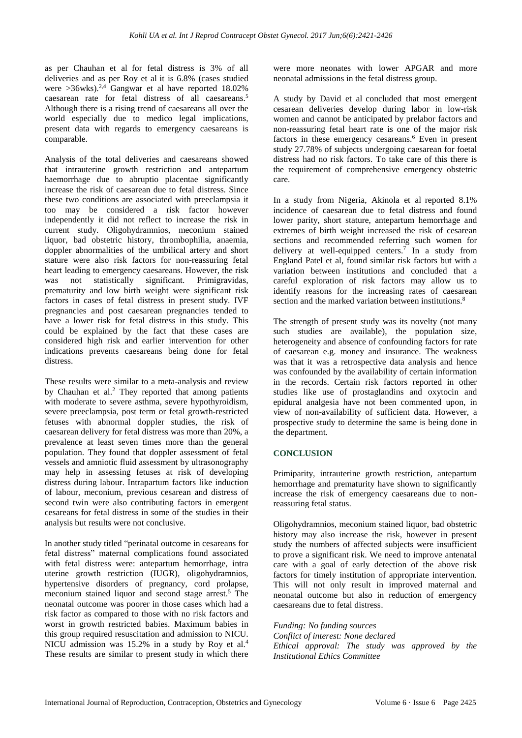as per Chauhan et al for fetal distress is 3% of all deliveries and as per Roy et al it is 6.8% (cases studied were >36wks).[2,4] Gangwar et al have reported 18.02% caesarean rate for fetal distress of all caesareans.[5] Although there is a rising trend of caesareans all over the world especially due to medico legal implications, present data with regards to emergency caesareans is comparable.

Analysis of the total deliveries and caesareans showed that intrauterine growth restriction and antepartum haemorrhage due to abruptio placentae significantly increase the risk of caesarean due to fetal distress. Since these two conditions are associated with preeclampsia it too may be considered a risk factor however independently it did not reflect to increase the risk in current study. Oligohydramnios, meconium stained liquor, bad obstetric history, thrombophilia, anaemia, doppler abnormalities of the umbilical artery and short stature were also risk factors for non-reassuring fetal heart leading to emergency caesareans. However, the risk was not statistically significant. Primigravidas, prematurity and low birth weight were significant risk factors in cases of fetal distress in present study. IVF pregnancies and post caesarean pregnancies tended to have a lower risk for fetal distress in this study. This could be explained by the fact that these cases are considered high risk and earlier intervention for other indications prevents caesareans being done for fetal distress.

These results were similar to a meta-analysis and review by Chauhan et al.[2] They reported that among patients with moderate to severe asthma, severe hypothyroidism, severe preeclampsia, post term or fetal growth-restricted fetuses with abnormal doppler studies, the risk of caesarean delivery for fetal distress was more than 20%, a prevalence at least seven times more than the general population. They found that doppler assessment of fetal vessels and amniotic fluid assessment by ultrasonography may help in assessing fetuses at risk of developing distress during labour. Intrapartum factors like induction of labour, meconium, previous cesarean and distress of second twin were also contributing factors in emergent cesareans for fetal distress in some of the studies in their analysis but results were not conclusive.

In another study titled "perinatal outcome in cesareans for fetal distress" maternal complications found associated with fetal distress were: antepartum hemorrhage, intra uterine growth restriction (IUGR), oligohydramnios, hypertensive disorders of pregnancy, cord prolapse, meconium stained liquor and second stage arrest.[5] The neonatal outcome was poorer in those cases which had a risk factor as compared to those with no risk factors and worst in growth restricted babies. Maximum babies in this group required resuscitation and admission to NICU. NICU admission was 15.2% in a study by Roy et al.[4] These results are similar to present study in which there were more neonates with lower APGAR and more neonatal admissions in the fetal distress group.

A study by David et al concluded that most emergent cesarean deliveries develop during labor in low-risk women and cannot be anticipated by prelabor factors and non-reassuring fetal heart rate is one of the major risk factors in these emergency cesareans.[6] Even in present study 27.78% of subjects undergoing caesarean for foetal distress had no risk factors. To take care of this there is the requirement of comprehensive emergency obstetric care.

In a study from Nigeria, Akinola et al reported 8.1% incidence of caesarean due to fetal distress and found lower parity, short stature, antepartum hemorrhage and extremes of birth weight increased the risk of cesarean sections and recommended referring such women for delivery at well-equipped centers.[7] In a study from England Patel et al, found similar risk factors but with a variation between institutions and concluded that a careful exploration of risk factors may allow us to identify reasons for the increasing rates of caesarean section and the marked variation between institutions.[8]

The strength of present study was its novelty (not many such studies are available), the population size, heterogeneity and absence of confounding factors for rate of caesarean e.g. money and insurance. The weakness was that it was a retrospective data analysis and hence was confounded by the availability of certain information in the records. Certain risk factors reported in other studies like use of prostaglandins and oxytocin and epidural analgesia have not been commented upon, in view of non-availability of sufficient data. However, a prospective study to determine the same is being done in the department.

## CONCLUSION

Primiparity, intrauterine growth restriction, antepartum hemorrhage and prematurity have shown to significantly increase the risk of emergency caesareans due to non-reassuring fetal status.

Oligohydramnios, meconium stained liquor, bad obstetric history may also increase the risk, however in present study the numbers of affected subjects were insufficient to prove a significant risk. We need to improve antenatal care with a goal of early detection of the above risk factors for timely institution of appropriate intervention. This will not only result in improved maternal and neonatal outcome but also in reduction of emergency caesareans due to fetal distress.

*Funding: No funding sources*
*Conflict of interest: None declared*
*Ethical approval: The study was approved by the Institutional Ethics Committee*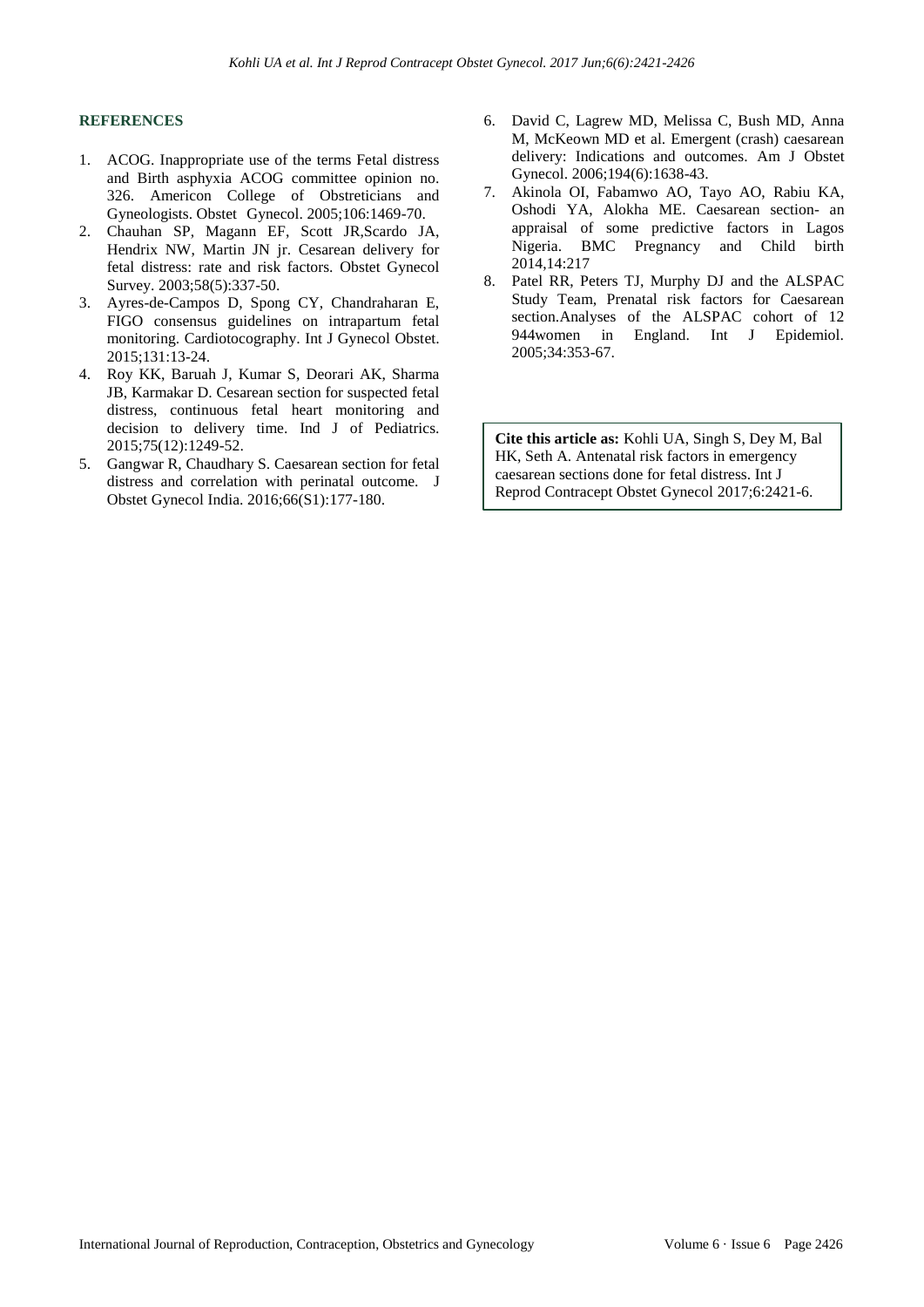## REFERENCES

1. ACOG. Inappropriate use of the terms Fetal distress and Birth asphyxia ACOG committee opinion no. 326. Americon College of Obstreticians and Gyneologists. Obstet Gynecol. 2005;106:1469-70.
2. Chauhan SP, Magann EF, Scott JR,Scardo JA, Hendrix NW, Martin JN jr. Cesarean delivery for fetal distress: rate and risk factors. Obstet Gynecol Survey. 2003;58(5):337-50.
3. Ayres-de-Campos D, Spong CY, Chandraharan E, FIGO consensus guidelines on intrapartum fetal monitoring. Cardiotocography. Int J Gynecol Obstet. 2015;131:13-24.
4. Roy KK, Baruah J, Kumar S, Deorari AK, Sharma JB, Karmakar D. Cesarean section for suspected fetal distress, continuous fetal heart monitoring and decision to delivery time. Ind J of Pediatrics. 2015;75(12):1249-52.
5. Gangwar R, Chaudhary S. Caesarean section for fetal distress and correlation with perinatal outcome. J Obstet Gynecol India. 2016;66(S1):177-180.
6. David C, Lagrew MD, Melissa C, Bush MD, Anna M, McKeown MD et al. Emergent (crash) caesarean delivery: Indications and outcomes. Am J Obstet Gynecol. 2006;194(6):1638-43.
7. Akinola OI, Fabamwo AO, Tayo AO, Rabiu KA, Oshodi YA, Alokha ME. Caesarean section- an appraisal of some predictive factors in Lagos Nigeria. BMC Pregnancy and Child birth 2014,14:217
8. Patel RR, Peters TJ, Murphy DJ and the ALSPAC Study Team, Prenatal risk factors for Caesarean section.Analyses of the ALSPAC cohort of 12 944women in England. Int J Epidemiol. 2005;34:353-67.

**Cite this article as:** Kohli UA, Singh S, Dey M, Bal HK, Seth A. Antenatal risk factors in emergency caesarean sections done for fetal distress. Int J Reprod Contracept Obstet Gynecol 2017;6:2421-6.